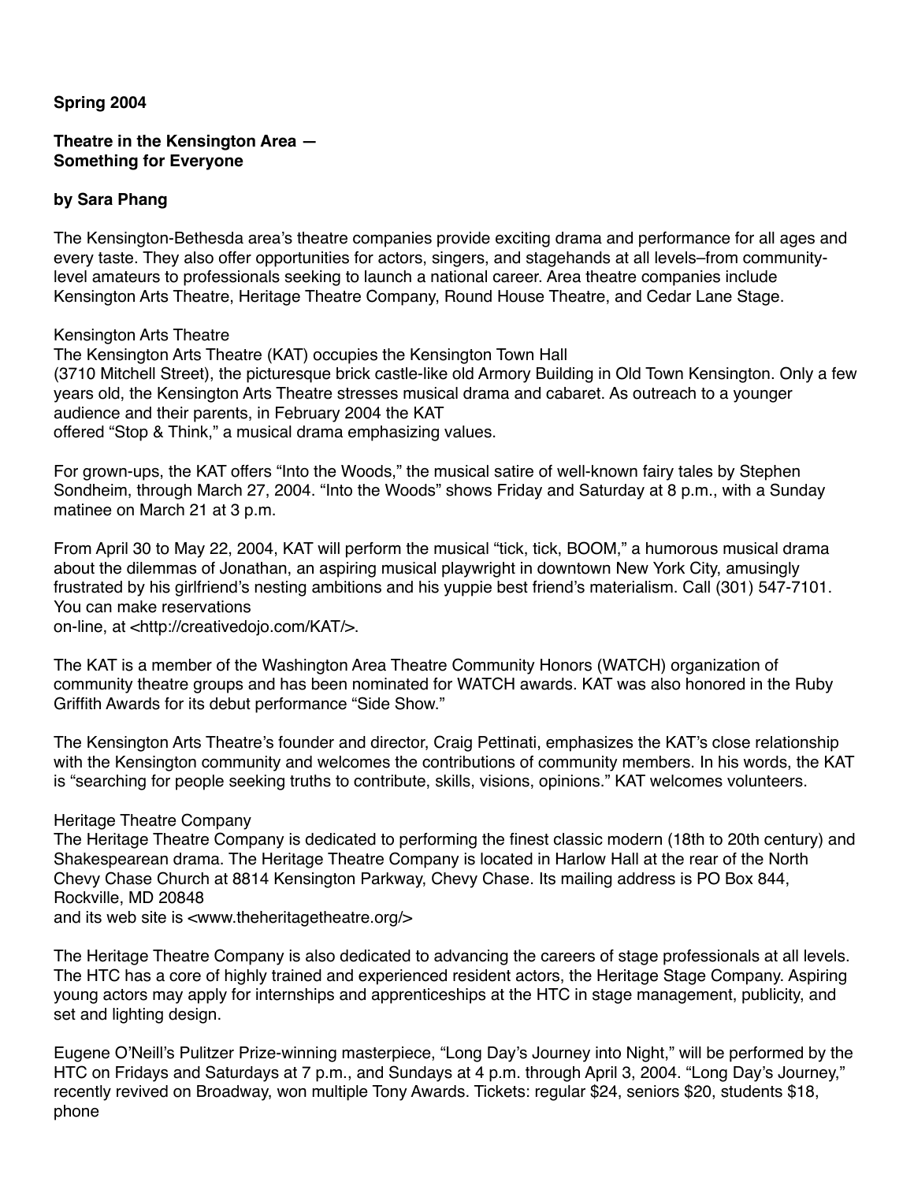**Spring 2004**

# Theatre in the Kensington Area — Something for Everyone

**by Sara Phang**

The Kensington-Bethesda area's theatre companies provide exciting drama and performance for all ages and every taste. They also offer opportunities for actors, singers, and stagehands at all levels–from community-level amateurs to professionals seeking to launch a national career. Area theatre companies include Kensington Arts Theatre, Heritage Theatre Company, Round House Theatre, and Cedar Lane Stage.

## Kensington Arts Theatre

The Kensington Arts Theatre (KAT) occupies the Kensington Town Hall (3710 Mitchell Street), the picturesque brick castle-like old Armory Building in Old Town Kensington. Only a few years old, the Kensington Arts Theatre stresses musical drama and cabaret. As outreach to a younger audience and their parents, in February 2004 the KAT offered "Stop & Think," a musical drama emphasizing values.

For grown-ups, the KAT offers "Into the Woods," the musical satire of well-known fairy tales by Stephen Sondheim, through March 27, 2004. "Into the Woods" shows Friday and Saturday at 8 p.m., with a Sunday matinee on March 21 at 3 p.m.

From April 30 to May 22, 2004, KAT will perform the musical "tick, tick, BOOM," a humorous musical drama about the dilemmas of Jonathan, an aspiring musical playwright in downtown New York City, amusingly frustrated by his girlfriend's nesting ambitions and his yuppie best friend's materialism. Call (301) 547-7101. You can make reservations on-line, at <http://creativedojo.com/KAT/>.

The KAT is a member of the Washington Area Theatre Community Honors (WATCH) organization of community theatre groups and has been nominated for WATCH awards. KAT was also honored in the Ruby Griffith Awards for its debut performance "Side Show."

The Kensington Arts Theatre's founder and director, Craig Pettinati, emphasizes the KAT's close relationship with the Kensington community and welcomes the contributions of community members. In his words, the KAT is "searching for people seeking truths to contribute, skills, visions, opinions." KAT welcomes volunteers.

## Heritage Theatre Company

The Heritage Theatre Company is dedicated to performing the finest classic modern (18th to 20th century) and Shakespearean drama. The Heritage Theatre Company is located in Harlow Hall at the rear of the North Chevy Chase Church at 8814 Kensington Parkway, Chevy Chase. Its mailing address is PO Box 844, Rockville, MD 20848 and its web site is <www.theheritagetheatre.org/>

The Heritage Theatre Company is also dedicated to advancing the careers of stage professionals at all levels. The HTC has a core of highly trained and experienced resident actors, the Heritage Stage Company. Aspiring young actors may apply for internships and apprenticeships at the HTC in stage management, publicity, and set and lighting design.

Eugene O'Neill's Pulitzer Prize-winning masterpiece, "Long Day's Journey into Night," will be performed by the HTC on Fridays and Saturdays at 7 p.m., and Sundays at 4 p.m. through April 3, 2004. "Long Day's Journey," recently revived on Broadway, won multiple Tony Awards. Tickets: regular $24, seniors $20, students $18, phone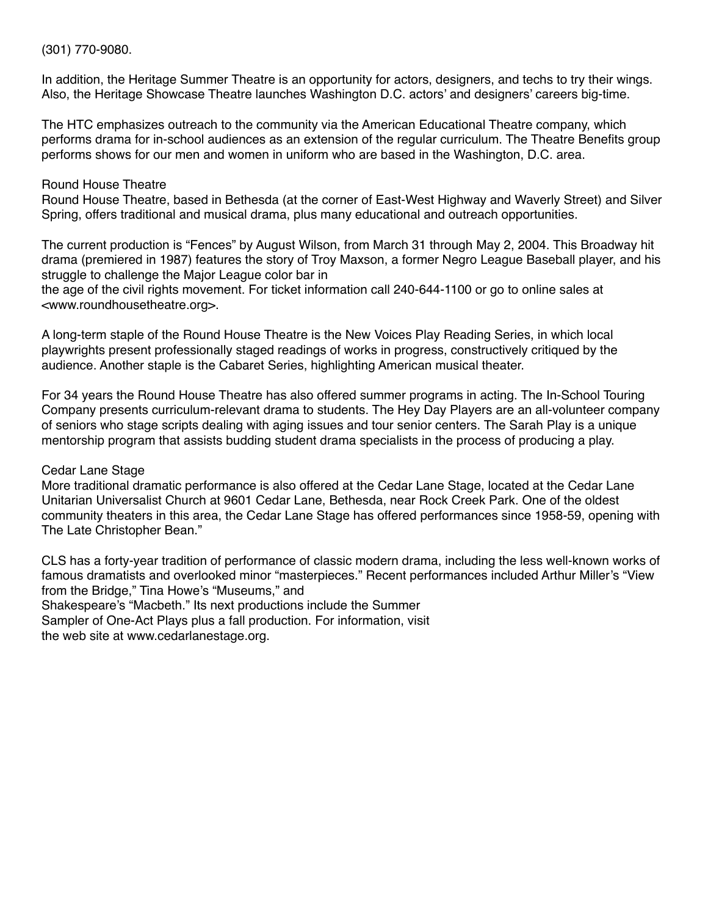(301) 770-9080.

In addition, the Heritage Summer Theatre is an opportunity for actors, designers, and techs to try their wings. Also, the Heritage Showcase Theatre launches Washington D.C. actors' and designers' careers big-time.

The HTC emphasizes outreach to the community via the American Educational Theatre company, which performs drama for in-school audiences as an extension of the regular curriculum. The Theatre Benefits group performs shows for our men and women in uniform who are based in the Washington, D.C. area.

## Round House Theatre

Round House Theatre, based in Bethesda (at the corner of East-West Highway and Waverly Street) and Silver Spring, offers traditional and musical drama, plus many educational and outreach opportunities.

The current production is "Fences" by August Wilson, from March 31 through May 2, 2004. This Broadway hit drama (premiered in 1987) features the story of Troy Maxson, a former Negro League Baseball player, and his struggle to challenge the Major League color bar in the age of the civil rights movement. For ticket information call 240-644-1100 or go to online sales at <www.roundhousetheatre.org>.

A long-term staple of the Round House Theatre is the New Voices Play Reading Series, in which local playwrights present professionally staged readings of works in progress, constructively critiqued by the audience. Another staple is the Cabaret Series, highlighting American musical theater.

For 34 years the Round House Theatre has also offered summer programs in acting. The In-School Touring Company presents curriculum-relevant drama to students. The Hey Day Players are an all-volunteer company of seniors who stage scripts dealing with aging issues and tour senior centers. The Sarah Play is a unique mentorship program that assists budding student drama specialists in the process of producing a play.

## Cedar Lane Stage

More traditional dramatic performance is also offered at the Cedar Lane Stage, located at the Cedar Lane Unitarian Universalist Church at 9601 Cedar Lane, Bethesda, near Rock Creek Park. One of the oldest community theaters in this area, the Cedar Lane Stage has offered performances since 1958-59, opening with The Late Christopher Bean."

CLS has a forty-year tradition of performance of classic modern drama, including the less well-known works of famous dramatists and overlooked minor "masterpieces." Recent performances included Arthur Miller's "View from the Bridge," Tina Howe's "Museums," and Shakespeare's "Macbeth." Its next productions include the Summer Sampler of One-Act Plays plus a fall production. For information, visit the web site at www.cedarlanestage.org.